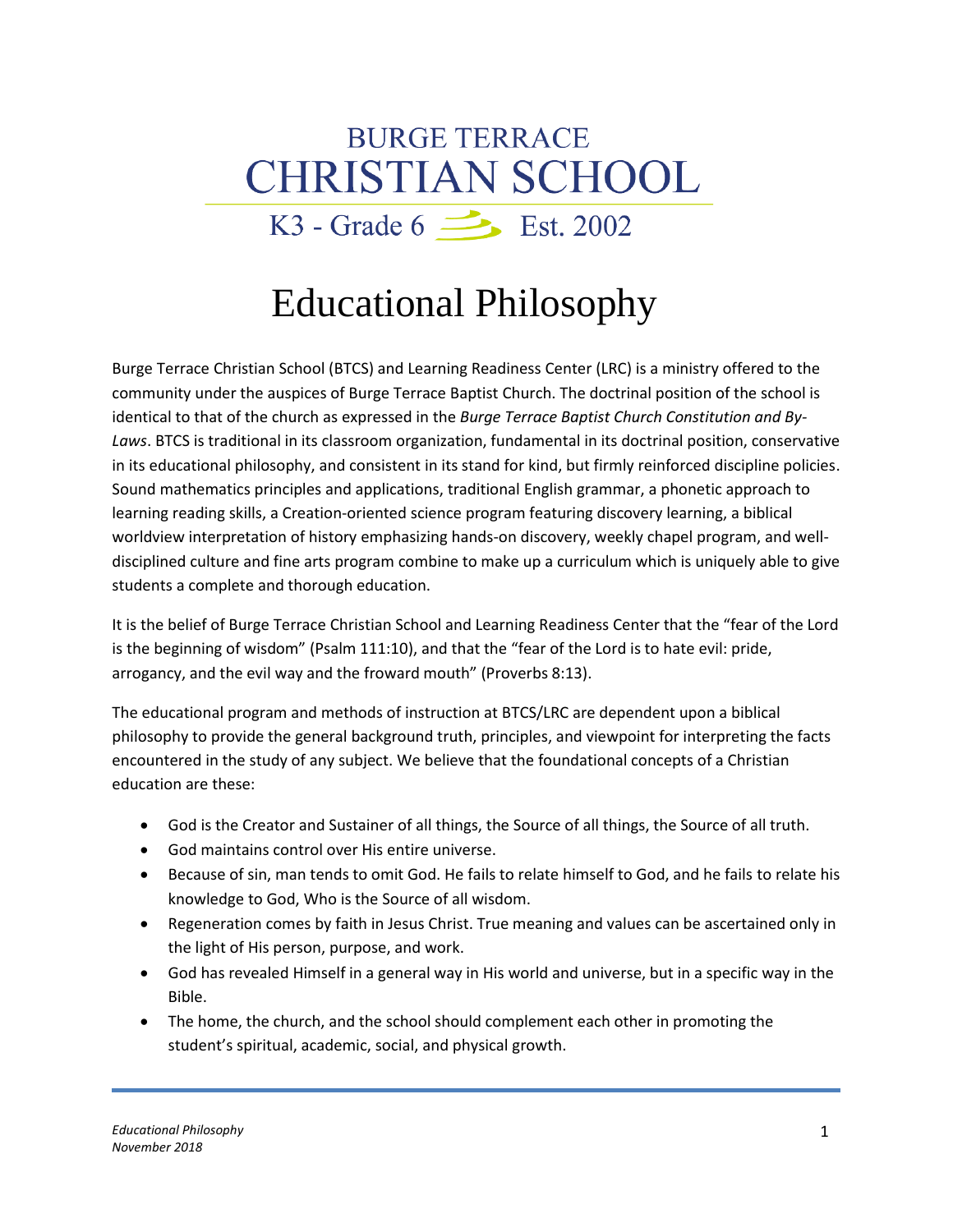BURGE TERRACE
CHRISTIAN SCHOOL

K3 - Grade 6 Est. 2002

# Educational Philosophy

Burge Terrace Christian School (BTCS) and Learning Readiness Center (LRC) is a ministry offered to the community under the auspices of Burge Terrace Baptist Church. The doctrinal position of the school is identical to that of the church as expressed in the *Burge Terrace Baptist Church Constitution and By-Laws*. BTCS is traditional in its classroom organization, fundamental in its doctrinal position, conservative in its educational philosophy, and consistent in its stand for kind, but firmly reinforced discipline policies. Sound mathematics principles and applications, traditional English grammar, a phonetic approach to learning reading skills, a Creation-oriented science program featuring discovery learning, a biblical worldview interpretation of history emphasizing hands-on discovery, weekly chapel program, and well-disciplined culture and fine arts program combine to make up a curriculum which is uniquely able to give students a complete and thorough education.

It is the belief of Burge Terrace Christian School and Learning Readiness Center that the "fear of the Lord is the beginning of wisdom" (Psalm 111:10), and that the "fear of the Lord is to hate evil: pride, arrogancy, and the evil way and the froward mouth" (Proverbs 8:13).

The educational program and methods of instruction at BTCS/LRC are dependent upon a biblical philosophy to provide the general background truth, principles, and viewpoint for interpreting the facts encountered in the study of any subject. We believe that the foundational concepts of a Christian education are these:

- God is the Creator and Sustainer of all things, the Source of all things, the Source of all truth.
- God maintains control over His entire universe.
- Because of sin, man tends to omit God. He fails to relate himself to God, and he fails to relate his knowledge to God, Who is the Source of all wisdom.
- Regeneration comes by faith in Jesus Christ. True meaning and values can be ascertained only in the light of His person, purpose, and work.
- God has revealed Himself in a general way in His world and universe, but in a specific way in the Bible.
- The home, the church, and the school should complement each other in promoting the student's spiritual, academic, social, and physical growth.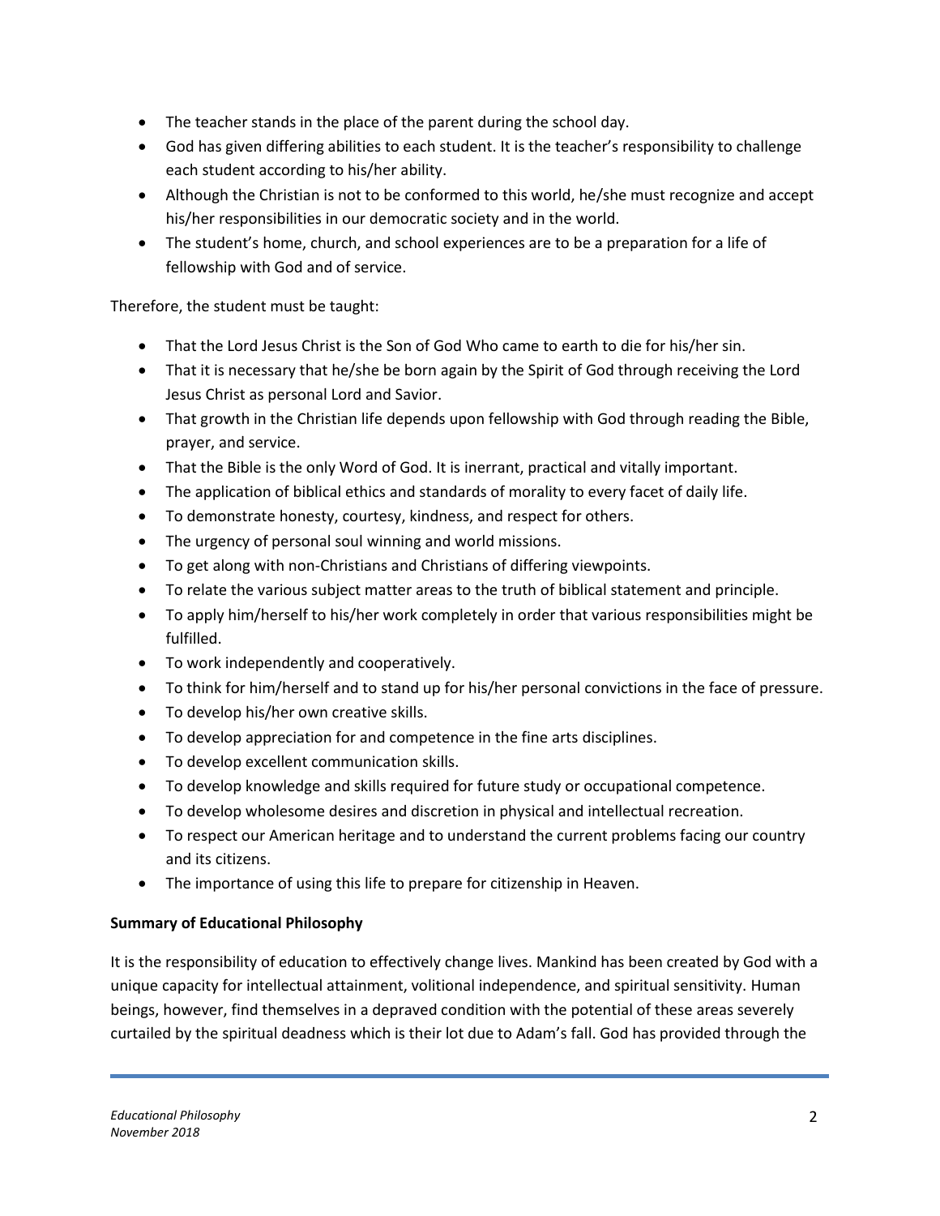- The teacher stands in the place of the parent during the school day.
- God has given differing abilities to each student. It is the teacher's responsibility to challenge each student according to his/her ability.
- Although the Christian is not to be conformed to this world, he/she must recognize and accept his/her responsibilities in our democratic society and in the world.
- The student's home, church, and school experiences are to be a preparation for a life of fellowship with God and of service.

Therefore, the student must be taught:

- That the Lord Jesus Christ is the Son of God Who came to earth to die for his/her sin.
- That it is necessary that he/she be born again by the Spirit of God through receiving the Lord Jesus Christ as personal Lord and Savior.
- That growth in the Christian life depends upon fellowship with God through reading the Bible, prayer, and service.
- That the Bible is the only Word of God. It is inerrant, practical and vitally important.
- The application of biblical ethics and standards of morality to every facet of daily life.
- To demonstrate honesty, courtesy, kindness, and respect for others.
- The urgency of personal soul winning and world missions.
- To get along with non-Christians and Christians of differing viewpoints.
- To relate the various subject matter areas to the truth of biblical statement and principle.
- To apply him/herself to his/her work completely in order that various responsibilities might be fulfilled.
- To work independently and cooperatively.
- To think for him/herself and to stand up for his/her personal convictions in the face of pressure.
- To develop his/her own creative skills.
- To develop appreciation for and competence in the fine arts disciplines.
- To develop excellent communication skills.
- To develop knowledge and skills required for future study or occupational competence.
- To develop wholesome desires and discretion in physical and intellectual recreation.
- To respect our American heritage and to understand the current problems facing our country and its citizens.
- The importance of using this life to prepare for citizenship in Heaven.

**Summary of Educational Philosophy**

It is the responsibility of education to effectively change lives. Mankind has been created by God with a unique capacity for intellectual attainment, volitional independence, and spiritual sensitivity. Human beings, however, find themselves in a depraved condition with the potential of these areas severely curtailed by the spiritual deadness which is their lot due to Adam's fall. God has provided through the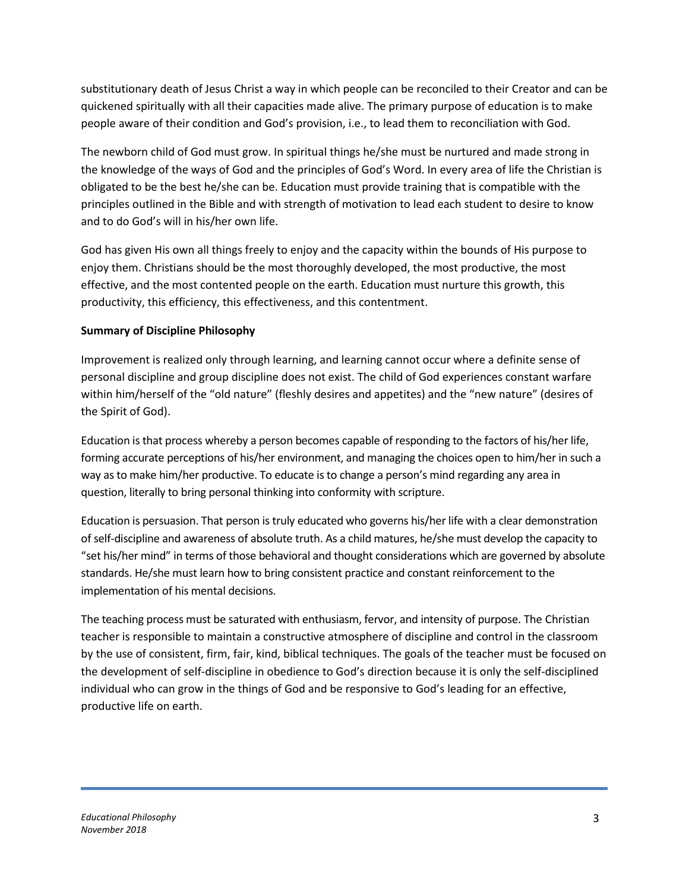substitutionary death of Jesus Christ a way in which people can be reconciled to their Creator and can be quickened spiritually with all their capacities made alive. The primary purpose of education is to make people aware of their condition and God's provision, i.e., to lead them to reconciliation with God.

The newborn child of God must grow. In spiritual things he/she must be nurtured and made strong in the knowledge of the ways of God and the principles of God's Word. In every area of life the Christian is obligated to be the best he/she can be. Education must provide training that is compatible with the principles outlined in the Bible and with strength of motivation to lead each student to desire to know and to do God's will in his/her own life.

God has given His own all things freely to enjoy and the capacity within the bounds of His purpose to enjoy them. Christians should be the most thoroughly developed, the most productive, the most effective, and the most contented people on the earth. Education must nurture this growth, this productivity, this efficiency, this effectiveness, and this contentment.

**Summary of Discipline Philosophy**

Improvement is realized only through learning, and learning cannot occur where a definite sense of personal discipline and group discipline does not exist. The child of God experiences constant warfare within him/herself of the "old nature" (fleshly desires and appetites) and the "new nature" (desires of the Spirit of God).

Education is that process whereby a person becomes capable of responding to the factors of his/her life, forming accurate perceptions of his/her environment, and managing the choices open to him/her in such a way as to make him/her productive. To educate is to change a person's mind regarding any area in question, literally to bring personal thinking into conformity with scripture.

Education is persuasion. That person is truly educated who governs his/her life with a clear demonstration of self-discipline and awareness of absolute truth. As a child matures, he/she must develop the capacity to "set his/her mind" in terms of those behavioral and thought considerations which are governed by absolute standards. He/she must learn how to bring consistent practice and constant reinforcement to the implementation of his mental decisions.

The teaching process must be saturated with enthusiasm, fervor, and intensity of purpose. The Christian teacher is responsible to maintain a constructive atmosphere of discipline and control in the classroom by the use of consistent, firm, fair, kind, biblical techniques. The goals of the teacher must be focused on the development of self-discipline in obedience to God's direction because it is only the self-disciplined individual who can grow in the things of God and be responsive to God's leading for an effective, productive life on earth.